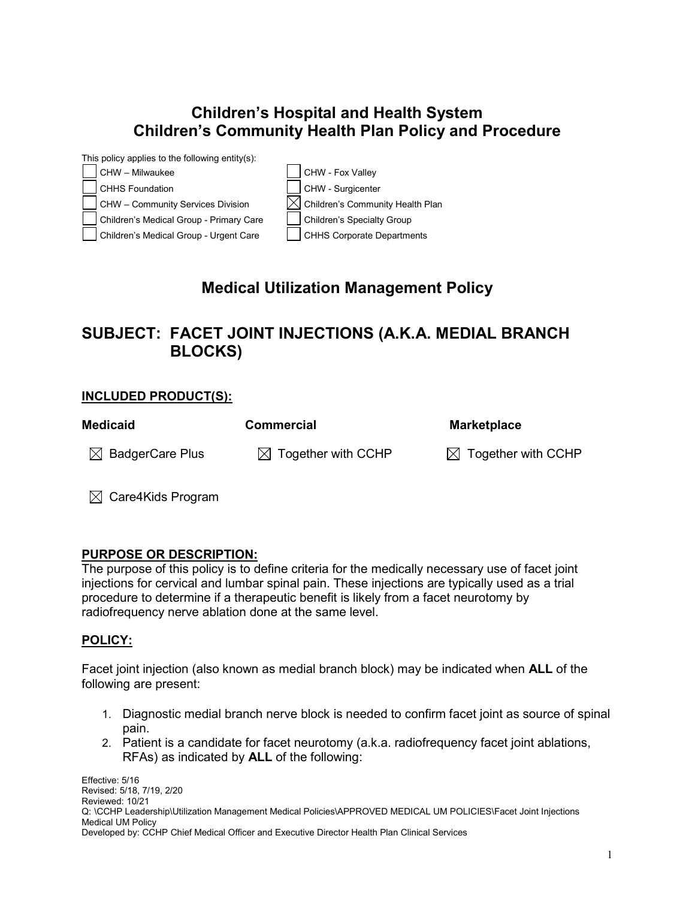# Children's Hospital and Health System
# Children's Community Health Plan Policy and Procedure

This policy applies to the following entity(s):

| | |
|---|---|
| ☐ CHW – Milwaukee | ☐ CHW - Fox Valley |
| ☐ CHHS Foundation | ☐ CHW - Surgicenter |
| ☐ CHW – Community Services Division | ☒ Children's Community Health Plan |
| ☐ Children's Medical Group - Primary Care | ☐ Children's Specialty Group |
| ☐ Children's Medical Group - Urgent Care | ☐ CHHS Corporate Departments |

## Medical Utilization Management Policy

## SUBJECT: FACET JOINT INJECTIONS (A.K.A. MEDIAL BRANCH BLOCKS)

**INCLUDED PRODUCT(S):**

| **Medicaid** | **Commercial** | **Marketplace** |
|---|---|---|
| ☒ BadgerCare Plus | ☒ Together with CCHP | ☒ Together with CCHP |
| ☒ Care4Kids Program | | |

**PURPOSE OR DESCRIPTION:**

The purpose of this policy is to define criteria for the medically necessary use of facet joint injections for cervical and lumbar spinal pain. These injections are typically used as a trial procedure to determine if a therapeutic benefit is likely from a facet neurotomy by radiofrequency nerve ablation done at the same level.

**POLICY:**

Facet joint injection (also known as medial branch block) may be indicated when **ALL** of the following are present:

1. Diagnostic medial branch nerve block is needed to confirm facet joint as source of spinal pain.
2. Patient is a candidate for facet neurotomy (a.k.a. radiofrequency facet joint ablations, RFAs) as indicated by **ALL** of the following:

Effective: 5/16
Revised: 5/18, 7/19, 2/20
Reviewed: 10/21
Q: \CCHP Leadership\Utilization Management Medical Policies\APPROVED MEDICAL UM POLICIES\Facet Joint Injections Medical UM Policy
Developed by: CCHP Chief Medical Officer and Executive Director Health Plan Clinical Services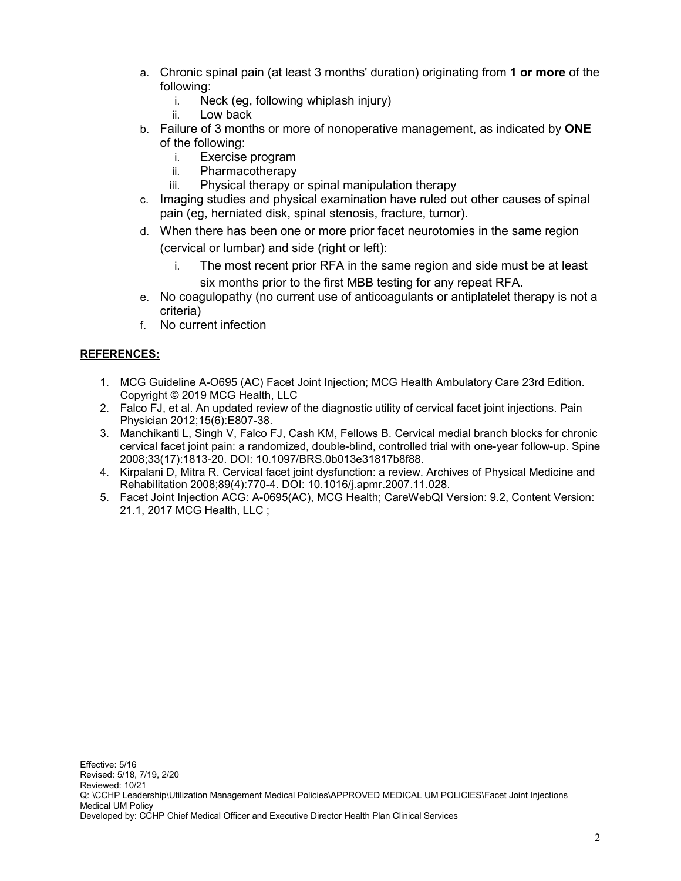a. Chronic spinal pain (at least 3 months' duration) originating from **1 or more** of the following:
   i. Neck (eg, following whiplash injury)
   ii. Low back
b. Failure of 3 months or more of nonoperative management, as indicated by **ONE** of the following:
   i. Exercise program
   ii. Pharmacotherapy
   iii. Physical therapy or spinal manipulation therapy
c. Imaging studies and physical examination have ruled out other causes of spinal pain (eg, herniated disk, spinal stenosis, fracture, tumor).
d. When there has been one or more prior facet neurotomies in the same region (cervical or lumbar) and side (right or left):
   i. The most recent prior RFA in the same region and side must be at least six months prior to the first MBB testing for any repeat RFA.
e. No coagulopathy (no current use of anticoagulants or antiplatelet therapy is not a criteria)
f. No current infection

**REFERENCES:**

1. MCG Guideline A-O695 (AC) Facet Joint Injection; MCG Health Ambulatory Care 23rd Edition. Copyright © 2019 MCG Health, LLC
2. Falco FJ, et al. An updated review of the diagnostic utility of cervical facet joint injections. Pain Physician 2012;15(6):E807-38.
3. Manchikanti L, Singh V, Falco FJ, Cash KM, Fellows B. Cervical medial branch blocks for chronic cervical facet joint pain: a randomized, double-blind, controlled trial with one-year follow-up. Spine 2008;33(17):1813-20. DOI: 10.1097/BRS.0b013e31817b8f88.
4. Kirpalani D, Mitra R. Cervical facet joint dysfunction: a review. Archives of Physical Medicine and Rehabilitation 2008;89(4):770-4. DOI: 10.1016/j.apmr.2007.11.028.
5. Facet Joint Injection ACG: A-0695(AC), MCG Health; CareWebQI Version: 9.2, Content Version: 21.1, 2017 MCG Health, LLC ;

Effective: 5/16
Revised: 5/18, 7/19, 2/20
Reviewed: 10/21
Q: \CCHP Leadership\Utilization Management Medical Policies\APPROVED MEDICAL UM POLICIES\Facet Joint Injections Medical UM Policy
Developed by: CCHP Chief Medical Officer and Executive Director Health Plan Clinical Services